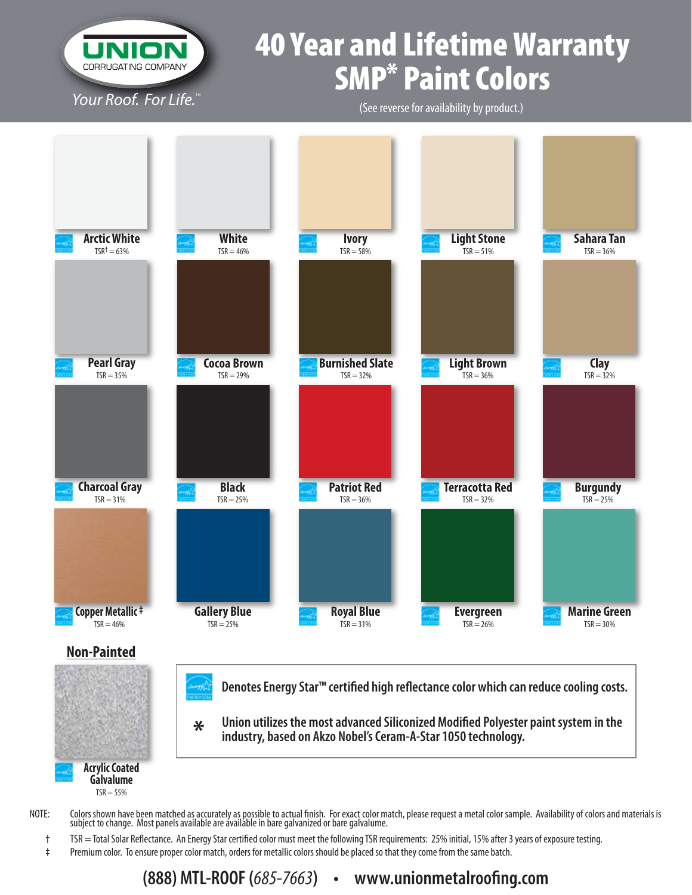UNION CORRUGATING COMPANY

*Your Roof. For Life.*™

# 40 Year and Lifetime Warranty SMP* Paint Colors

(See reverse for availability by product.)

| Color | TSR |
|---|---|
| Arctic White | TSR† = 63% |
| White | TSR = 46% |
| Ivory | TSR = 58% |
| Light Stone | TSR = 51% |
| Sahara Tan | TSR = 36% |
| Pearl Gray | TSR = 35% |
| Cocoa Brown | TSR = 29% |
| Burnished Slate | TSR = 32% |
| Light Brown | TSR = 36% |
| Clay | TSR = 32% |
| Charcoal Gray | TSR = 31% |
| Black | TSR = 25% |
| Patriot Red | TSR = 36% |
| Terracotta Red | TSR = 32% |
| Burgundy | TSR = 25% |
| Copper Metallic ‡ | TSR = 46% |
| Gallery Blue | TSR = 25% |
| Royal Blue | TSR = 31% |
| Evergreen | TSR = 26% |
| Marine Green | TSR = 30% |

## Non-Painted

Acrylic Coated Galvalume

TSR = 55%

Denotes Energy Star™ certified high reflectance color which can reduce cooling costs.

* Union utilizes the most advanced Siliconized Modified Polyester paint system in the industry, based on Akzo Nobel's Ceram-A-Star 1050 technology.

NOTE: Colors shown have been matched as accurately as possible to actual finish. For exact color match, please request a metal color sample. Availability of colors and materials is subject to change. Most panels available are available in bare galvanized or bare galvalume.

† TSR = Total Solar Reflectance. An Energy Star certified color must meet the following TSR requirements: 25% initial, 15% after 3 years of exposure testing.

‡ Premium color. To ensure proper color match, orders for metallic colors should be placed so that they come from the same batch.

**(888) MTL-ROOF (*685-7663*) • www.unionmetalroofing.com**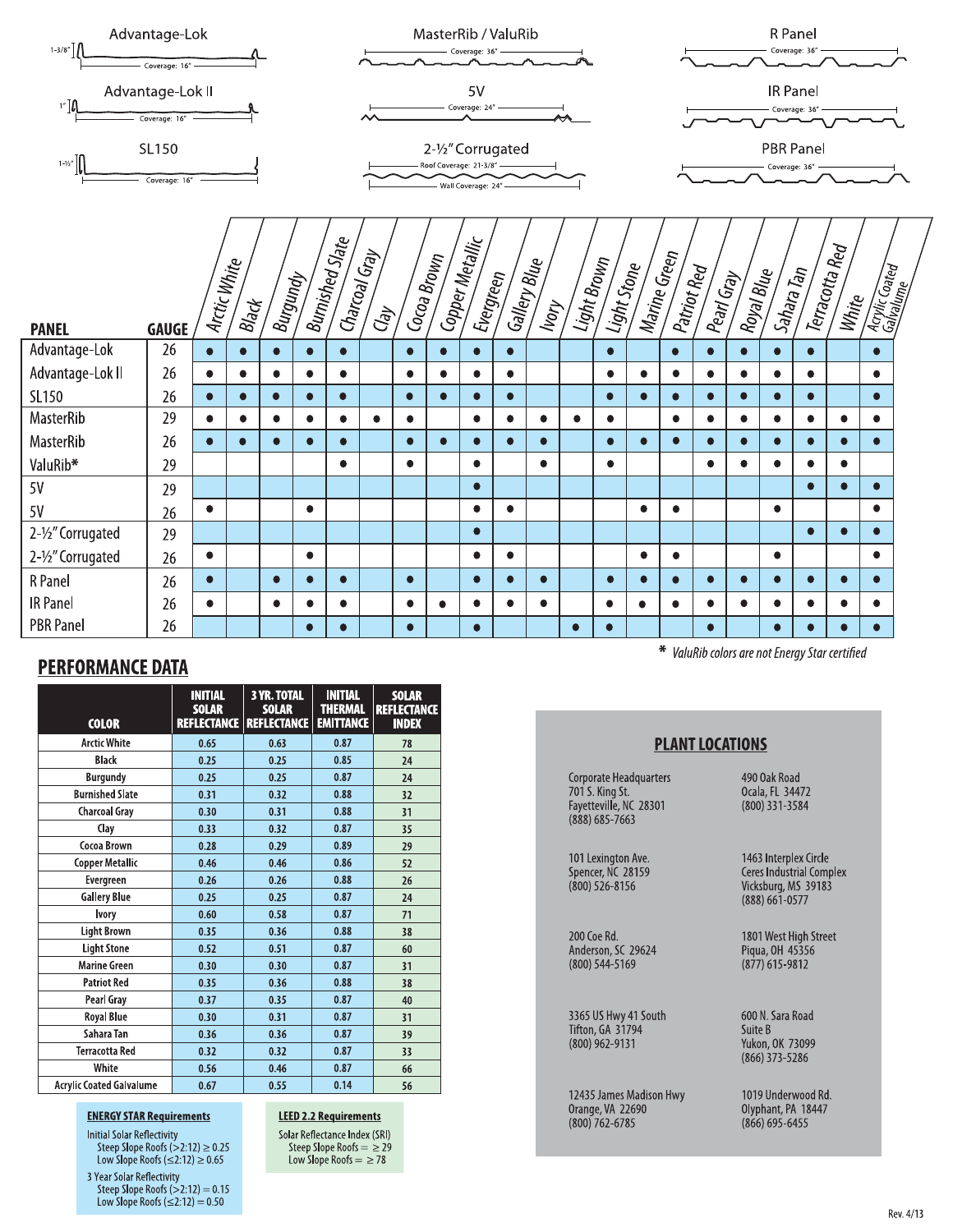Advantage-Lok
1-3/8"
Coverage: 16"

Advantage-Lok II
1"
Coverage: 16"

SL150
1-½"
Coverage: 16"

MasterRib / ValuRib
Coverage: 36"

5V
Coverage: 24"

2-½" Corrugated
Roof Coverage: 21-3/8"
Wall Coverage: 24"

R Panel
Coverage: 36"

IR Panel
Coverage: 36"

PBR Panel
Coverage: 36"

| PANEL | GAUGE | Arctic White | Black | Burgundy | Burnished Slate | Charcoal Gray | Clay | Cocoa Brown | Copper Metallic | Evergreen | Gallery Blue | Ivory | Light Brown | Light Stone | Marine Green | Patriot Red | Pearl Gray | Royal Blue | Sahara Tan | Terracotta Red | White | Acrylic Coated Galvalume |
|---|---|---|---|---|---|---|---|---|---|---|---|---|---|---|---|---|---|---|---|---|---|---|
| Advantage-Lok | 26 | ● | ● | ● | ● | ● | | ● | ● | ● | ● | | | ● | | ● | ● | ● | ● | ● | | ● |
| Advantage-Lok II | 26 | ● | ● | ● | ● | ● | | ● | ● | ● | ● | | | ● | ● | ● | ● | ● | ● | ● | | ● |
| SL150 | 26 | ● | ● | ● | ● | ● | | ● | ● | ● | ● | | | ● | ● | ● | ● | ● | ● | ● | | ● |
| MasterRib | 29 | ● | ● | ● | ● | ● | ● | ● | | ● | ● | ● | ● | ● | | ● | ● | ● | ● | ● | ● | ● |
| MasterRib | 26 | ● | ● | ● | ● | ● | | ● | ● | ● | ● | ● | | ● | ● | ● | ● | ● | ● | ● | ● | ● |
| ValuRib* | 29 | | | | | ● | | ● | | ● | | ● | | ● | | | ● | ● | ● | ● | ● | |
| 5V | 29 | | | | | | | | | ● | | | | | | | | | | ● | ● | ● |
| 5V | 26 | ● | | | ● | | | | | ● | ● | | | | ● | ● | | | ● | | | ● |
| 2-½" Corrugated | 29 | | | | | | | | | ● | | | | | | | | | | ● | ● | ● |
| 2-½" Corrugated | 26 | ● | | | ● | | | | | ● | ● | | | | ● | ● | | | ● | | | ● |
| R Panel | 26 | ● | | ● | ● | ● | | ● | | ● | ● | ● | | ● | ● | ● | ● | ● | ● | ● | ● | ● |
| IR Panel | 26 | ● | | ● | ● | ● | | ● | ● | ● | ● | ● | | ● | ● | ● | ● | ● | ● | ● | ● | ● |
| PBR Panel | 26 | | | | ● | ● | | ● | | ● | | | ● | ● | | | ● | | ● | ● | ● | ● |

*\* ValuRib colors are not Energy Star certified*

## PERFORMANCE DATA

| COLOR | INITIAL SOLAR REFLECTANCE | 3 YR. TOTAL SOLAR REFLECTANCE | INITIAL THERMAL EMITTANCE | SOLAR REFLECTANCE INDEX |
|---|---|---|---|---|
| Arctic White | 0.65 | 0.63 | 0.87 | 78 |
| Black | 0.25 | 0.25 | 0.85 | 24 |
| Burgundy | 0.25 | 0.25 | 0.87 | 24 |
| Burnished Slate | 0.31 | 0.32 | 0.88 | 32 |
| Charcoal Gray | 0.30 | 0.31 | 0.88 | 31 |
| Clay | 0.33 | 0.32 | 0.87 | 35 |
| Cocoa Brown | 0.28 | 0.29 | 0.89 | 29 |
| Copper Metallic | 0.46 | 0.46 | 0.86 | 52 |
| Evergreen | 0.26 | 0.26 | 0.88 | 26 |
| Gallery Blue | 0.25 | 0.25 | 0.87 | 24 |
| Ivory | 0.60 | 0.58 | 0.87 | 71 |
| Light Brown | 0.35 | 0.36 | 0.88 | 38 |
| Light Stone | 0.52 | 0.51 | 0.87 | 60 |
| Marine Green | 0.30 | 0.30 | 0.87 | 31 |
| Patriot Red | 0.35 | 0.36 | 0.88 | 38 |
| Pearl Gray | 0.37 | 0.35 | 0.87 | 40 |
| Royal Blue | 0.30 | 0.31 | 0.87 | 31 |
| Sahara Tan | 0.36 | 0.36 | 0.87 | 39 |
| Terracotta Red | 0.32 | 0.32 | 0.87 | 33 |
| White | 0.56 | 0.46 | 0.87 | 66 |
| Acrylic Coated Galvalume | 0.67 | 0.55 | 0.14 | 56 |

**ENERGY STAR Requirements**

Initial Solar Reflectivity
- Steep Slope Roofs (>2:12) ≥ 0.25
- Low Slope Roofs (≤2:12) ≥ 0.65

3 Year Solar Reflectivity
- Steep Slope Roofs (>2:12) = 0.15
- Low Slope Roofs (≤2:12) = 0.50

**LEED 2.2 Requirements**

Solar Reflectance Index (SRI)
- Steep Slope Roofs = ≥ 29
- Low Slope Roofs = ≥ 78

## PLANT LOCATIONS

Corporate Headquarters
701 S. King St.
Fayetteville, NC 28301
(888) 685-7663

490 Oak Road
Ocala, FL 34472
(800) 331-3584

101 Lexington Ave.
Spencer, NC 28159
(800) 526-8156

1463 Interplex Circle
Ceres Industrial Complex
Vicksburg, MS 39183
(888) 661-0577

200 Coe Rd.
Anderson, SC 29624
(800) 544-5169

1801 West High Street
Piqua, OH 45356
(877) 615-9812

3365 US Hwy 41 South
Tifton, GA 31794
(800) 962-9131

600 N. Sara Road
Suite B
Yukon, OK 73099
(866) 373-5286

12435 James Madison Hwy
Orange, VA 22690
(800) 762-6785

1019 Underwood Rd.
Olyphant, PA 18447
(866) 695-6455

Rev. 4/13